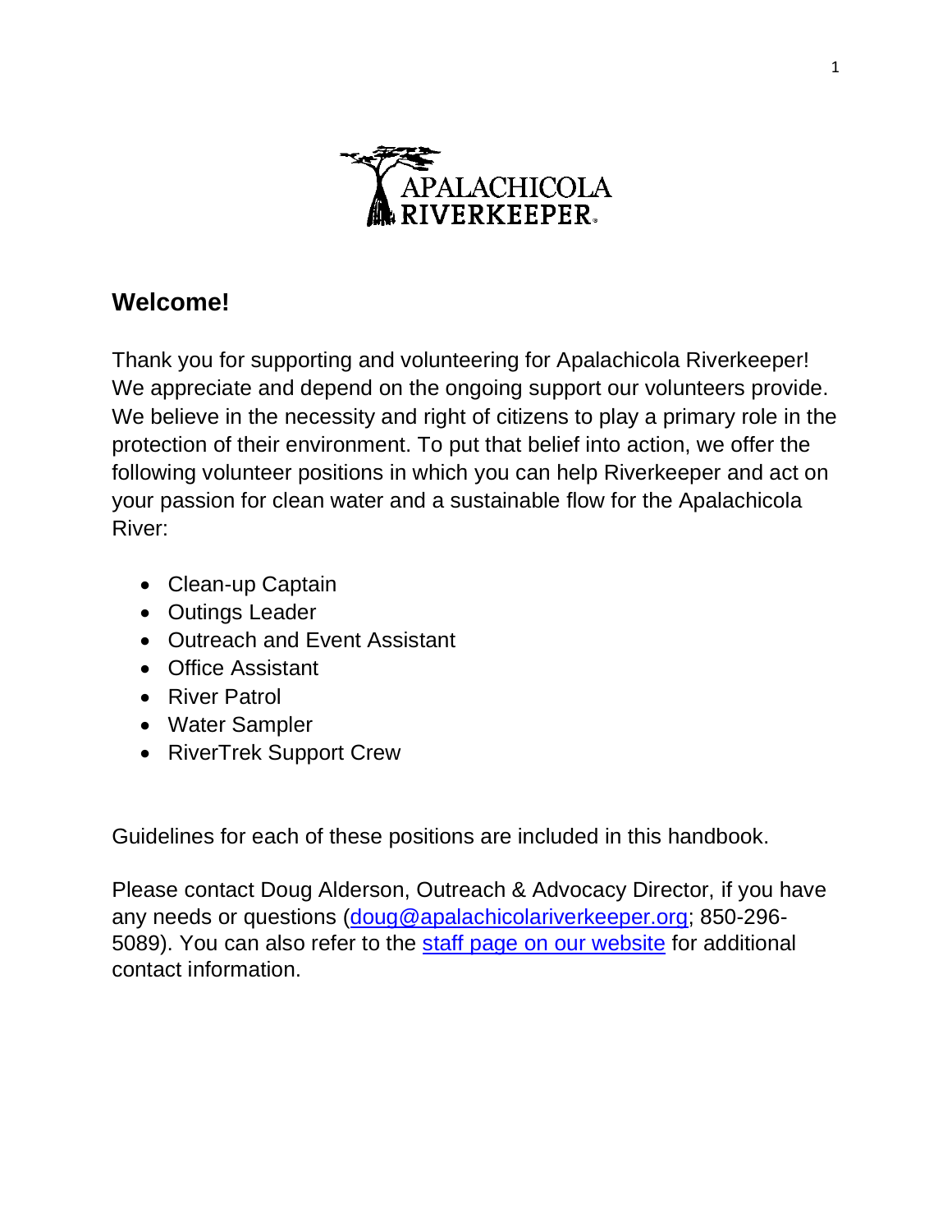## Welcome!

Thank you for supporting and volunteering for Apalachicola Riverkeeper! We appreciate and depend on the ongoing support our volunteers provide. We believe in the necessity and right of citizens to play a primary role in the protection of their environment. To put that belief into action, we offer the following volunteer positions in which you can help Riverkeeper and act on your passion for clean water and a sustainable flow for the Apalachicola River:

- Clean-up Captain
- Outings Leader
- Outreach and Event Assistant
- Office Assistant
- River Patrol
- Water Sampler
- RiverTrek Support Crew

Guidelines for each of these positions are included in this handbook.

Please contact Doug Alderson, Outreach & Advocacy Director, if you have any needs or questions (doug@apalachicolariverkeeper.org; 850-296-5089). You can also refer to the staff page on our website for additional contact information.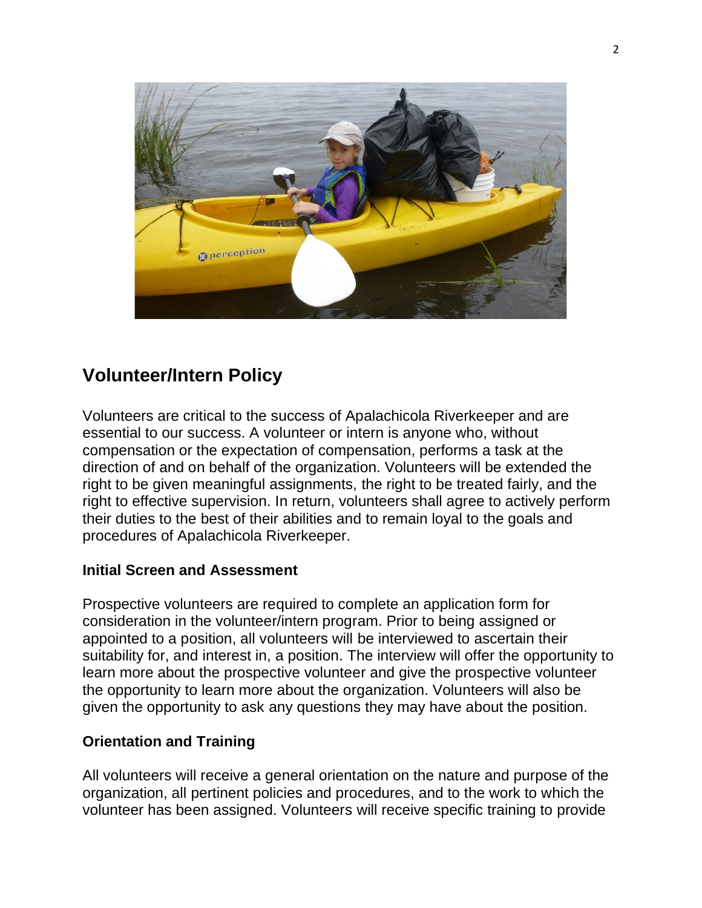## Volunteer/Intern Policy

Volunteers are critical to the success of Apalachicola Riverkeeper and are essential to our success. A volunteer or intern is anyone who, without compensation or the expectation of compensation, performs a task at the direction of and on behalf of the organization. Volunteers will be extended the right to be given meaningful assignments, the right to be treated fairly, and the right to effective supervision. In return, volunteers shall agree to actively perform their duties to the best of their abilities and to remain loyal to the goals and procedures of Apalachicola Riverkeeper.

### Initial Screen and Assessment

Prospective volunteers are required to complete an application form for consideration in the volunteer/intern program. Prior to being assigned or appointed to a position, all volunteers will be interviewed to ascertain their suitability for, and interest in, a position. The interview will offer the opportunity to learn more about the prospective volunteer and give the prospective volunteer the opportunity to learn more about the organization. Volunteers will also be given the opportunity to ask any questions they may have about the position.

### Orientation and Training

All volunteers will receive a general orientation on the nature and purpose of the organization, all pertinent policies and procedures, and to the work to which the volunteer has been assigned. Volunteers will receive specific training to provide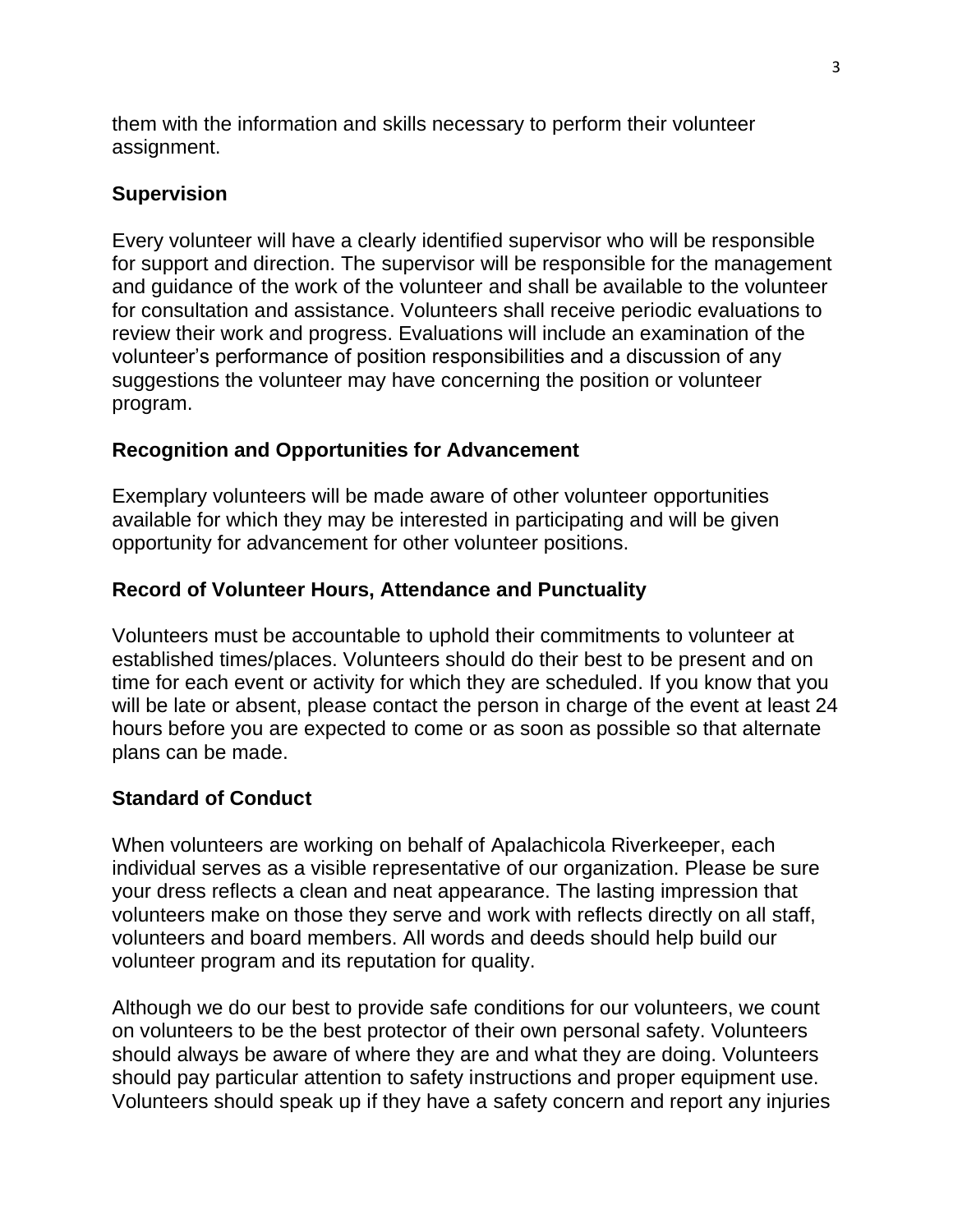them with the information and skills necessary to perform their volunteer assignment.

### Supervision

Every volunteer will have a clearly identified supervisor who will be responsible for support and direction. The supervisor will be responsible for the management and guidance of the work of the volunteer and shall be available to the volunteer for consultation and assistance. Volunteers shall receive periodic evaluations to review their work and progress. Evaluations will include an examination of the volunteer's performance of position responsibilities and a discussion of any suggestions the volunteer may have concerning the position or volunteer program.

### Recognition and Opportunities for Advancement

Exemplary volunteers will be made aware of other volunteer opportunities available for which they may be interested in participating and will be given opportunity for advancement for other volunteer positions.

### Record of Volunteer Hours, Attendance and Punctuality

Volunteers must be accountable to uphold their commitments to volunteer at established times/places. Volunteers should do their best to be present and on time for each event or activity for which they are scheduled. If you know that you will be late or absent, please contact the person in charge of the event at least 24 hours before you are expected to come or as soon as possible so that alternate plans can be made.

### Standard of Conduct

When volunteers are working on behalf of Apalachicola Riverkeeper, each individual serves as a visible representative of our organization. Please be sure your dress reflects a clean and neat appearance. The lasting impression that volunteers make on those they serve and work with reflects directly on all staff, volunteers and board members. All words and deeds should help build our volunteer program and its reputation for quality.

Although we do our best to provide safe conditions for our volunteers, we count on volunteers to be the best protector of their own personal safety. Volunteers should always be aware of where they are and what they are doing. Volunteers should pay particular attention to safety instructions and proper equipment use. Volunteers should speak up if they have a safety concern and report any injuries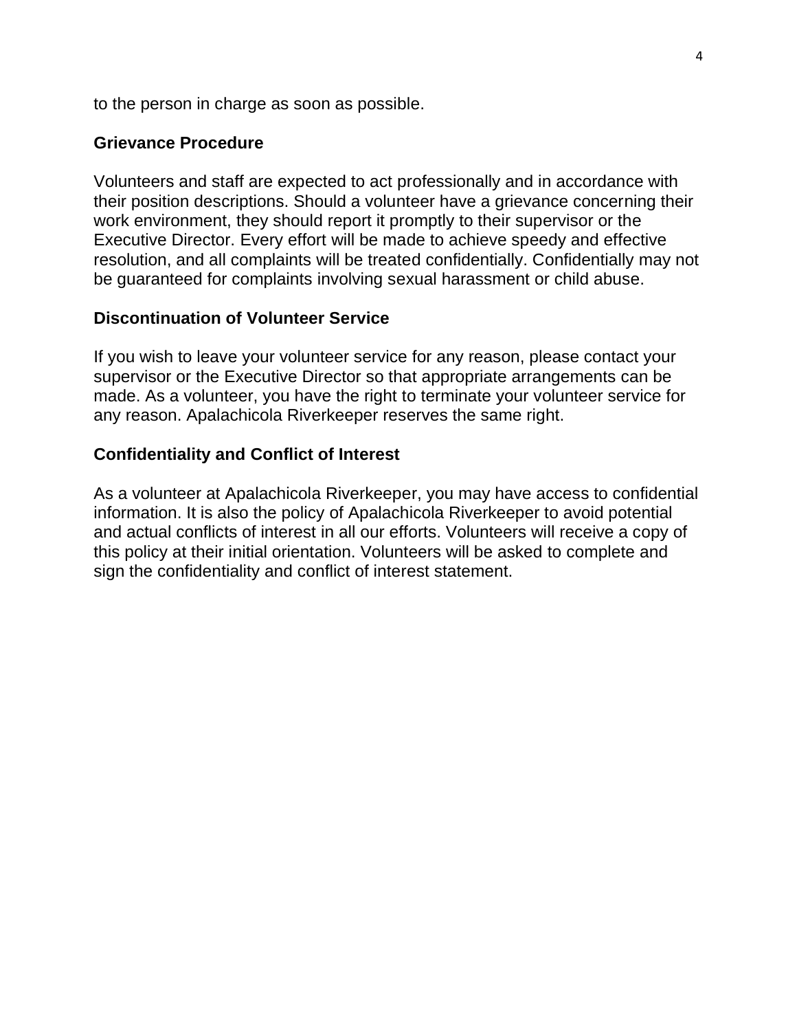to the person in charge as soon as possible.

## Grievance Procedure

Volunteers and staff are expected to act professionally and in accordance with their position descriptions. Should a volunteer have a grievance concerning their work environment, they should report it promptly to their supervisor or the Executive Director. Every effort will be made to achieve speedy and effective resolution, and all complaints will be treated confidentially. Confidentially may not be guaranteed for complaints involving sexual harassment or child abuse.

## Discontinuation of Volunteer Service

If you wish to leave your volunteer service for any reason, please contact your supervisor or the Executive Director so that appropriate arrangements can be made. As a volunteer, you have the right to terminate your volunteer service for any reason. Apalachicola Riverkeeper reserves the same right.

## Confidentiality and Conflict of Interest

As a volunteer at Apalachicola Riverkeeper, you may have access to confidential information. It is also the policy of Apalachicola Riverkeeper to avoid potential and actual conflicts of interest in all our efforts. Volunteers will receive a copy of this policy at their initial orientation. Volunteers will be asked to complete and sign the confidentiality and conflict of interest statement.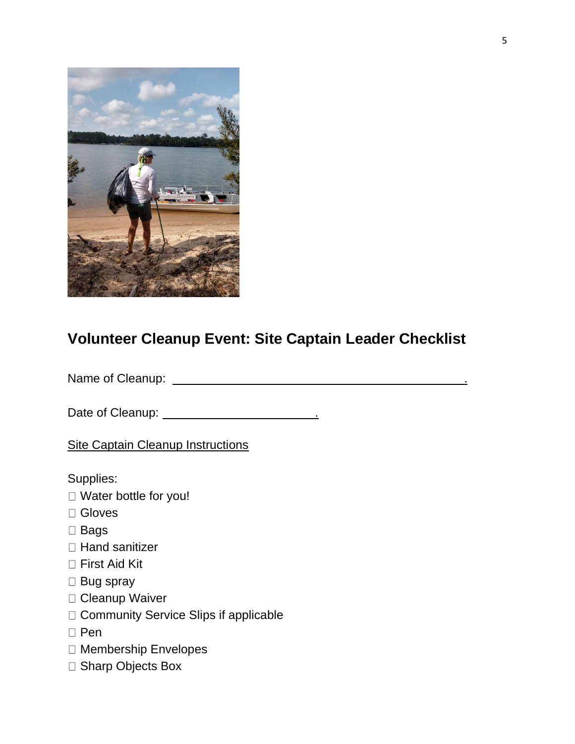## Volunteer Cleanup Event: Site Captain Leader Checklist

Name of Cleanup: ______________________________________________.

Date of Cleanup: ________________________.

Site Captain Cleanup Instructions

Supplies:

- ☐ Water bottle for you!
- ☐ Gloves
- ☐ Bags
- ☐ Hand sanitizer
- ☐ First Aid Kit
- ☐ Bug spray
- ☐ Cleanup Waiver
- ☐ Community Service Slips if applicable
- ☐ Pen
- ☐ Membership Envelopes
- ☐ Sharp Objects Box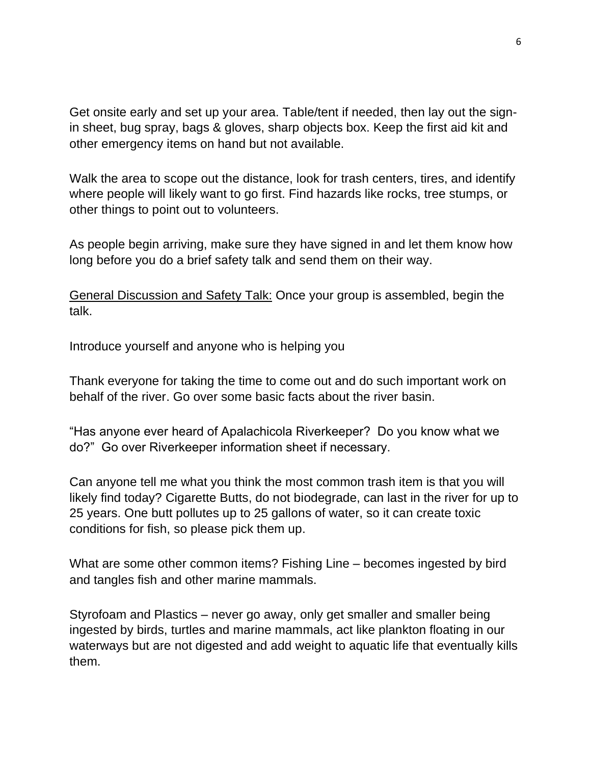Get onsite early and set up your area. Table/tent if needed, then lay out the sign-in sheet, bug spray, bags & gloves, sharp objects box. Keep the first aid kit and other emergency items on hand but not available.

Walk the area to scope out the distance, look for trash centers, tires, and identify where people will likely want to go first. Find hazards like rocks, tree stumps, or other things to point out to volunteers.

As people begin arriving, make sure they have signed in and let them know how long before you do a brief safety talk and send them on their way.

<u>General Discussion and Safety Talk:</u> Once your group is assembled, begin the talk.

Introduce yourself and anyone who is helping you

Thank everyone for taking the time to come out and do such important work on behalf of the river. Go over some basic facts about the river basin.

"Has anyone ever heard of Apalachicola Riverkeeper? Do you know what we do?" Go over Riverkeeper information sheet if necessary.

Can anyone tell me what you think the most common trash item is that you will likely find today? Cigarette Butts, do not biodegrade, can last in the river for up to 25 years. One butt pollutes up to 25 gallons of water, so it can create toxic conditions for fish, so please pick them up.

What are some other common items? Fishing Line – becomes ingested by bird and tangles fish and other marine mammals.

Styrofoam and Plastics – never go away, only get smaller and smaller being ingested by birds, turtles and marine mammals, act like plankton floating in our waterways but are not digested and add weight to aquatic life that eventually kills them.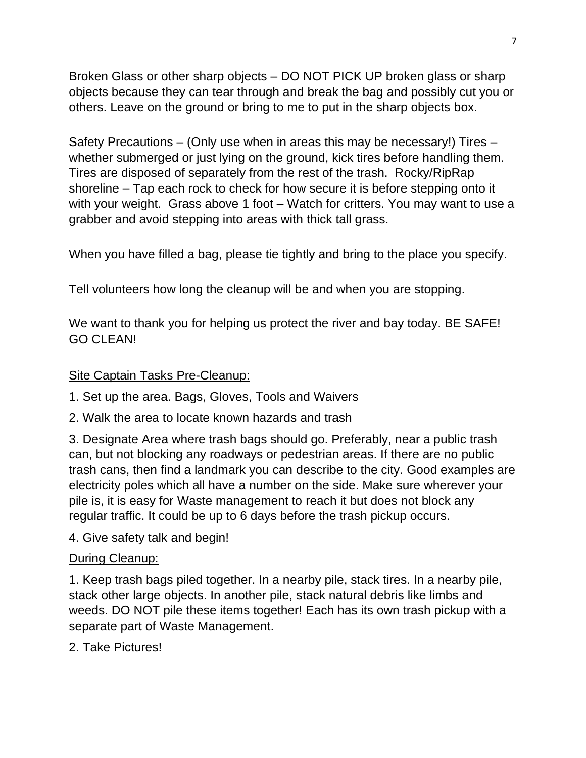Broken Glass or other sharp objects – DO NOT PICK UP broken glass or sharp objects because they can tear through and break the bag and possibly cut you or others. Leave on the ground or bring to me to put in the sharp objects box.

Safety Precautions – (Only use when in areas this may be necessary!) Tires – whether submerged or just lying on the ground, kick tires before handling them. Tires are disposed of separately from the rest of the trash. Rocky/RipRap shoreline – Tap each rock to check for how secure it is before stepping onto it with your weight. Grass above 1 foot – Watch for critters. You may want to use a grabber and avoid stepping into areas with thick tall grass.

When you have filled a bag, please tie tightly and bring to the place you specify.

Tell volunteers how long the cleanup will be and when you are stopping.

We want to thank you for helping us protect the river and bay today. BE SAFE! GO CLEAN!

Site Captain Tasks Pre-Cleanup:

1. Set up the area. Bags, Gloves, Tools and Waivers
2. Walk the area to locate known hazards and trash
3. Designate Area where trash bags should go. Preferably, near a public trash can, but not blocking any roadways or pedestrian areas. If there are no public trash cans, then find a landmark you can describe to the city. Good examples are electricity poles which all have a number on the side. Make sure wherever your pile is, it is easy for Waste management to reach it but does not block any regular traffic. It could be up to 6 days before the trash pickup occurs.
4. Give safety talk and begin!

During Cleanup:

1. Keep trash bags piled together. In a nearby pile, stack tires. In a nearby pile, stack other large objects. In another pile, stack natural debris like limbs and weeds. DO NOT pile these items together! Each has its own trash pickup with a separate part of Waste Management.
2. Take Pictures!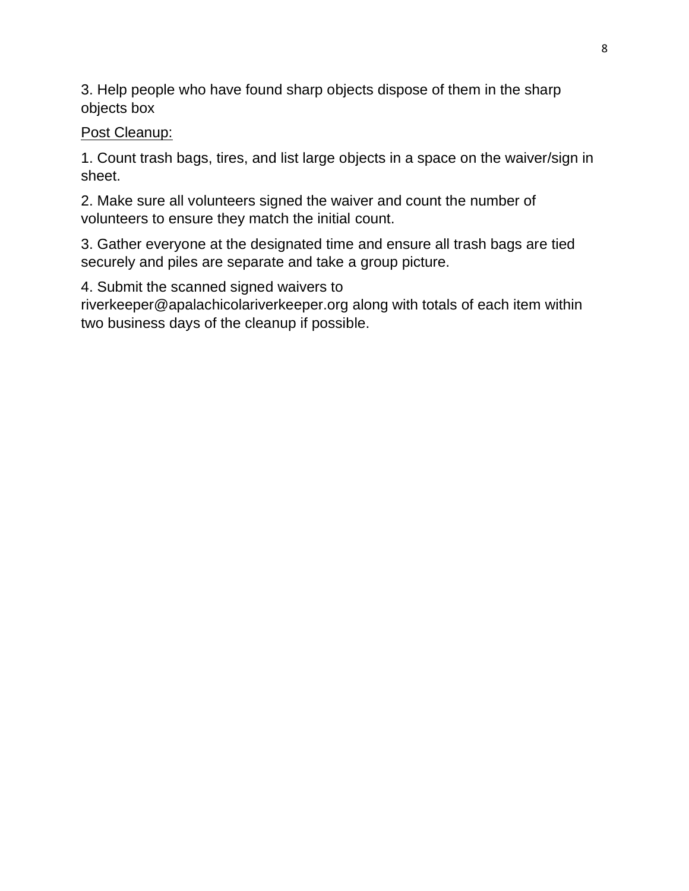3. Help people who have found sharp objects dispose of them in the sharp objects box

<u>Post Cleanup:</u>

1. Count trash bags, tires, and list large objects in a space on the waiver/sign in sheet.

2. Make sure all volunteers signed the waiver and count the number of volunteers to ensure they match the initial count.

3. Gather everyone at the designated time and ensure all trash bags are tied securely and piles are separate and take a group picture.

4. Submit the scanned signed waivers to riverkeeper@apalachicolariverkeeper.org along with totals of each item within two business days of the cleanup if possible.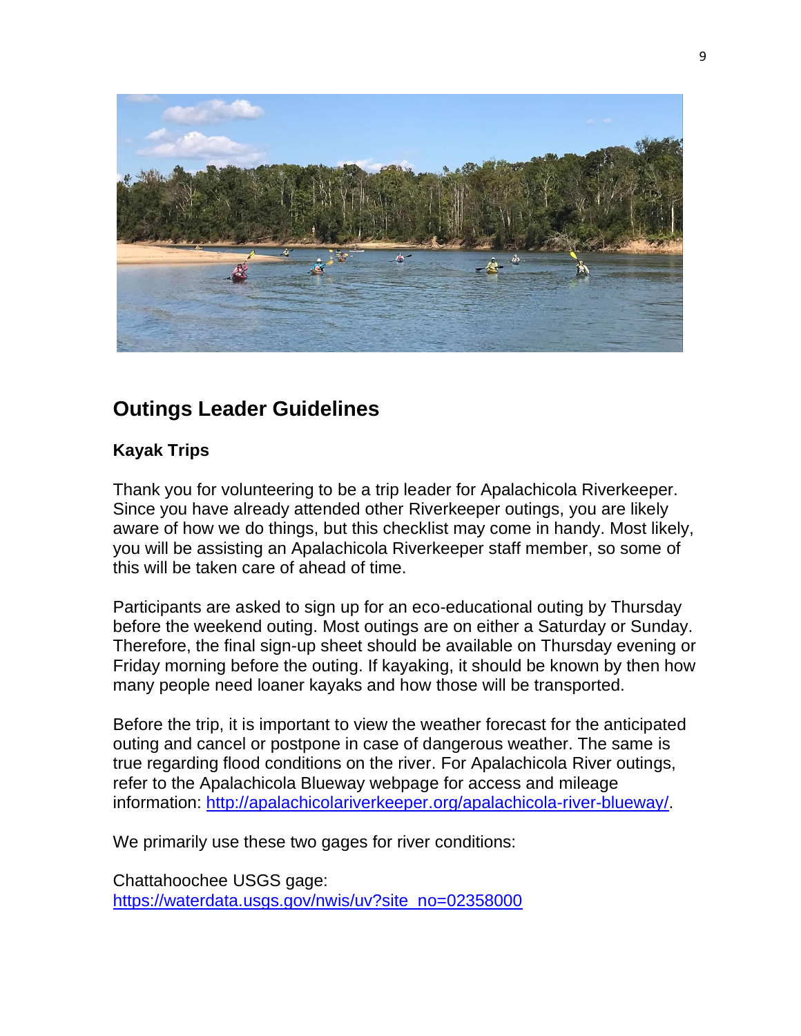## Outings Leader Guidelines

### Kayak Trips

Thank you for volunteering to be a trip leader for Apalachicola Riverkeeper. Since you have already attended other Riverkeeper outings, you are likely aware of how we do things, but this checklist may come in handy. Most likely, you will be assisting an Apalachicola Riverkeeper staff member, so some of this will be taken care of ahead of time.

Participants are asked to sign up for an eco-educational outing by Thursday before the weekend outing. Most outings are on either a Saturday or Sunday. Therefore, the final sign-up sheet should be available on Thursday evening or Friday morning before the outing. If kayaking, it should be known by then how many people need loaner kayaks and how those will be transported.

Before the trip, it is important to view the weather forecast for the anticipated outing and cancel or postpone in case of dangerous weather. The same is true regarding flood conditions on the river. For Apalachicola River outings, refer to the Apalachicola Blueway webpage for access and mileage information: [http://apalachicolariverkeeper.org/apalachicola-river-blueway/](http://apalachicolariverkeeper.org/apalachicola-river-blueway/).

We primarily use these two gages for river conditions:

Chattahoochee USGS gage:
[https://waterdata.usgs.gov/nwis/uv?site_no=02358000](https://waterdata.usgs.gov/nwis/uv?site_no=02358000)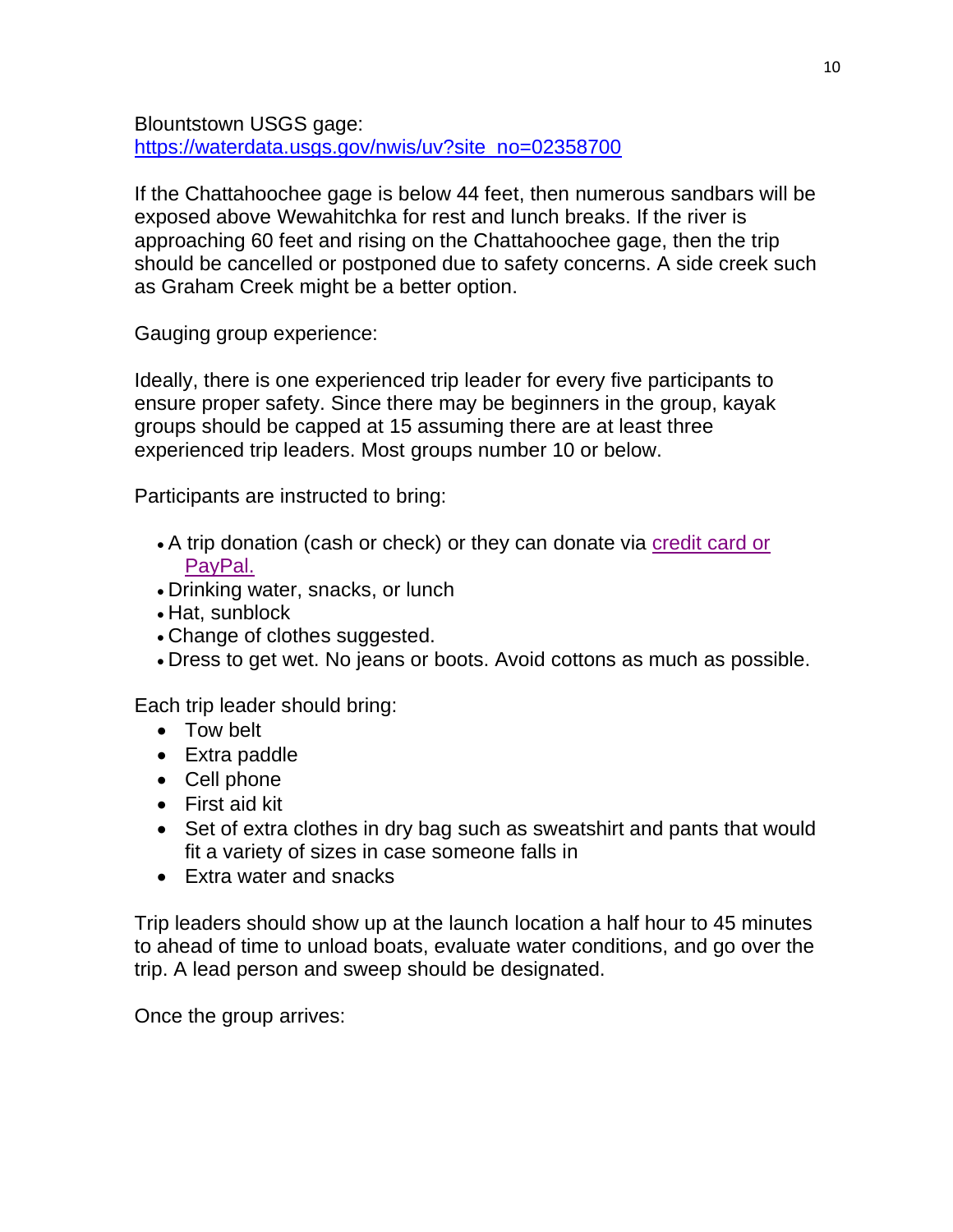Blountstown USGS gage:
[https://waterdata.usgs.gov/nwis/uv?site_no=02358700](https://waterdata.usgs.gov/nwis/uv?site_no=02358700)

If the Chattahoochee gage is below 44 feet, then numerous sandbars will be exposed above Wewahitchka for rest and lunch breaks. If the river is approaching 60 feet and rising on the Chattahoochee gage, then the trip should be cancelled or postponed due to safety concerns. A side creek such as Graham Creek might be a better option.

Gauging group experience:

Ideally, there is one experienced trip leader for every five participants to ensure proper safety. Since there may be beginners in the group, kayak groups should be capped at 15 assuming there are at least three experienced trip leaders. Most groups number 10 or below.

Participants are instructed to bring:

- A trip donation (cash or check) or they can donate via credit card or PayPal.
- Drinking water, snacks, or lunch
- Hat, sunblock
- Change of clothes suggested.
- Dress to get wet. No jeans or boots. Avoid cottons as much as possible.

Each trip leader should bring:

- Tow belt
- Extra paddle
- Cell phone
- First aid kit
- Set of extra clothes in dry bag such as sweatshirt and pants that would fit a variety of sizes in case someone falls in
- Extra water and snacks

Trip leaders should show up at the launch location a half hour to 45 minutes to ahead of time to unload boats, evaluate water conditions, and go over the trip. A lead person and sweep should be designated.

Once the group arrives: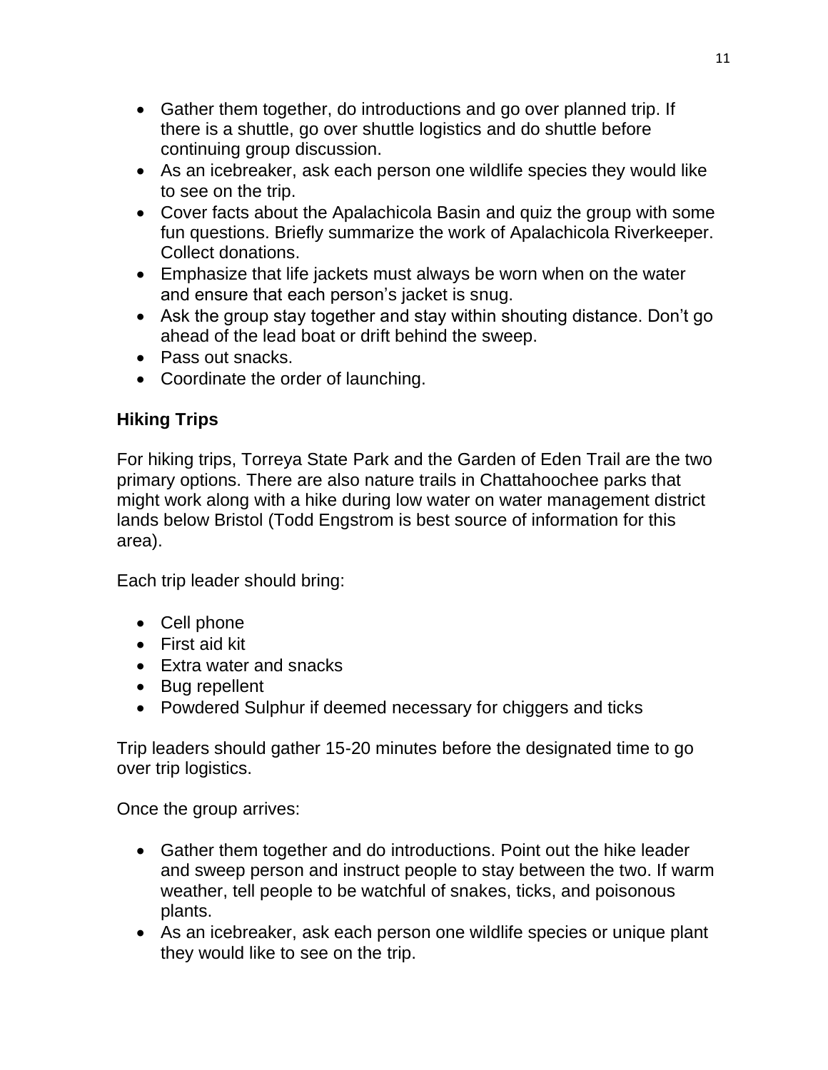- Gather them together, do introductions and go over planned trip. If there is a shuttle, go over shuttle logistics and do shuttle before continuing group discussion.
- As an icebreaker, ask each person one wildlife species they would like to see on the trip.
- Cover facts about the Apalachicola Basin and quiz the group with some fun questions. Briefly summarize the work of Apalachicola Riverkeeper. Collect donations.
- Emphasize that life jackets must always be worn when on the water and ensure that each person's jacket is snug.
- Ask the group stay together and stay within shouting distance. Don't go ahead of the lead boat or drift behind the sweep.
- Pass out snacks.
- Coordinate the order of launching.

### Hiking Trips

For hiking trips, Torreya State Park and the Garden of Eden Trail are the two primary options. There are also nature trails in Chattahoochee parks that might work along with a hike during low water on water management district lands below Bristol (Todd Engstrom is best source of information for this area).

Each trip leader should bring:

- Cell phone
- First aid kit
- Extra water and snacks
- Bug repellent
- Powdered Sulphur if deemed necessary for chiggers and ticks

Trip leaders should gather 15-20 minutes before the designated time to go over trip logistics.

Once the group arrives:

- Gather them together and do introductions. Point out the hike leader and sweep person and instruct people to stay between the two. If warm weather, tell people to be watchful of snakes, ticks, and poisonous plants.
- As an icebreaker, ask each person one wildlife species or unique plant they would like to see on the trip.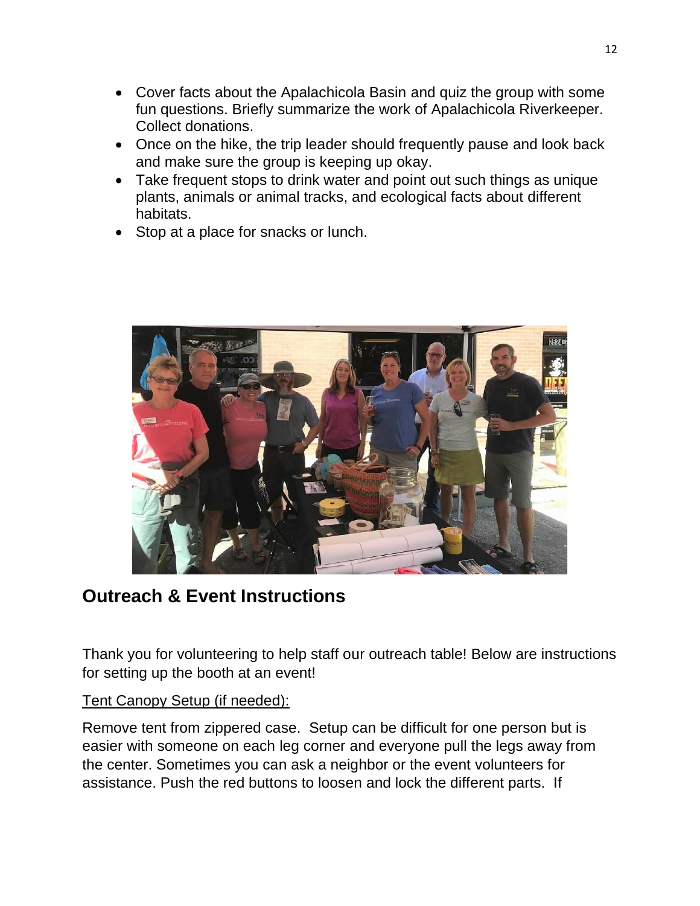- Cover facts about the Apalachicola Basin and quiz the group with some fun questions. Briefly summarize the work of Apalachicola Riverkeeper. Collect donations.
- Once on the hike, the trip leader should frequently pause and look back and make sure the group is keeping up okay.
- Take frequent stops to drink water and point out such things as unique plants, animals or animal tracks, and ecological facts about different habitats.
- Stop at a place for snacks or lunch.

## Outreach & Event Instructions

Thank you for volunteering to help staff our outreach table! Below are instructions for setting up the booth at an event!

Tent Canopy Setup (if needed):

Remove tent from zippered case. Setup can be difficult for one person but is easier with someone on each leg corner and everyone pull the legs away from the center. Sometimes you can ask a neighbor or the event volunteers for assistance. Push the red buttons to loosen and lock the different parts. If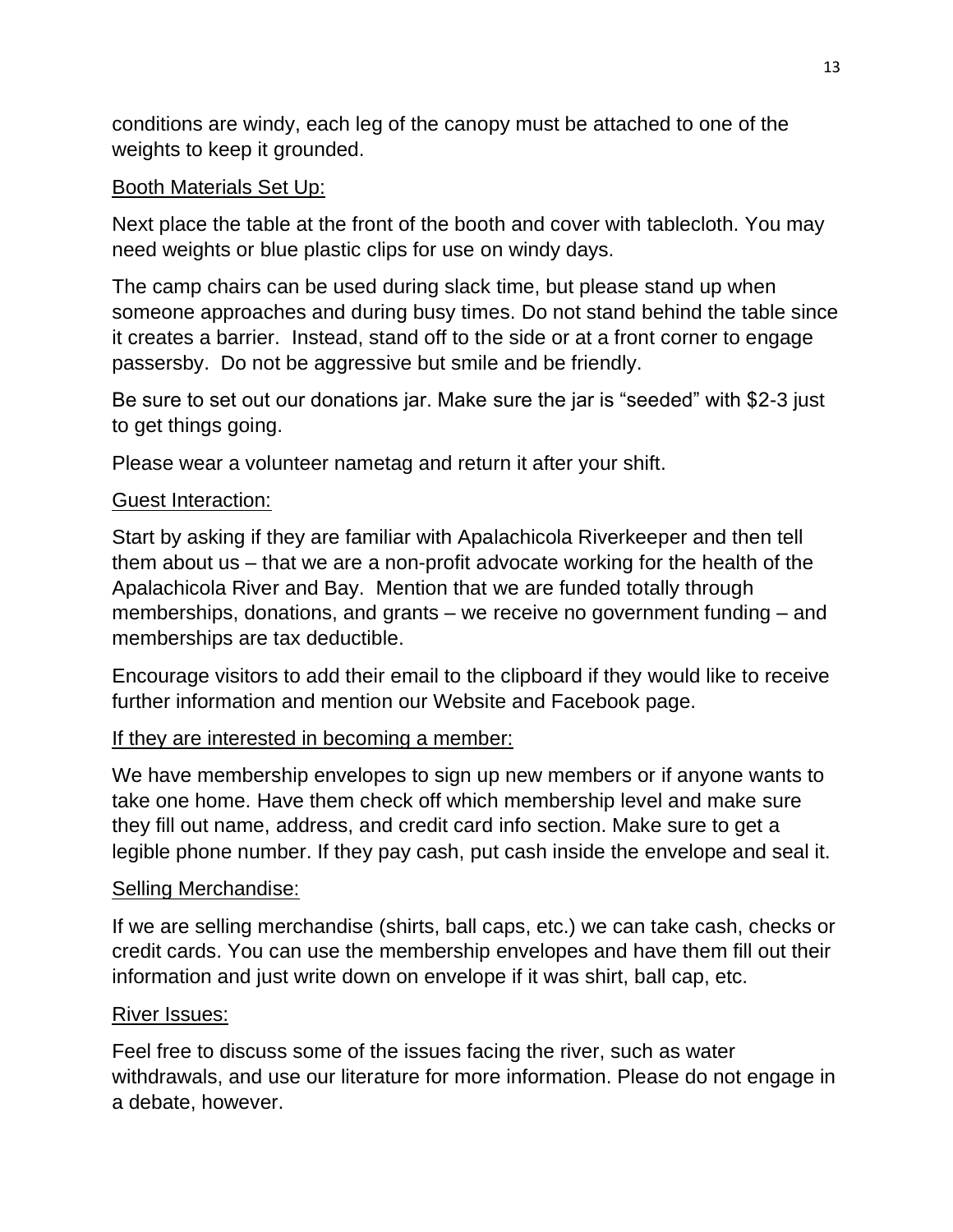conditions are windy, each leg of the canopy must be attached to one of the weights to keep it grounded.

<u>Booth Materials Set Up:</u>

Next place the table at the front of the booth and cover with tablecloth. You may need weights or blue plastic clips for use on windy days.

The camp chairs can be used during slack time, but please stand up when someone approaches and during busy times. Do not stand behind the table since it creates a barrier. Instead, stand off to the side or at a front corner to engage passersby. Do not be aggressive but smile and be friendly.

Be sure to set out our donations jar. Make sure the jar is "seeded" with $2-3 just to get things going.

Please wear a volunteer nametag and return it after your shift.

<u>Guest Interaction:</u>

Start by asking if they are familiar with Apalachicola Riverkeeper and then tell them about us – that we are a non-profit advocate working for the health of the Apalachicola River and Bay. Mention that we are funded totally through memberships, donations, and grants – we receive no government funding – and memberships are tax deductible.

Encourage visitors to add their email to the clipboard if they would like to receive further information and mention our Website and Facebook page.

<u>If they are interested in becoming a member:</u>

We have membership envelopes to sign up new members or if anyone wants to take one home. Have them check off which membership level and make sure they fill out name, address, and credit card info section. Make sure to get a legible phone number. If they pay cash, put cash inside the envelope and seal it.

<u>Selling Merchandise:</u>

If we are selling merchandise (shirts, ball caps, etc.) we can take cash, checks or credit cards. You can use the membership envelopes and have them fill out their information and just write down on envelope if it was shirt, ball cap, etc.

<u>River Issues:</u>

Feel free to discuss some of the issues facing the river, such as water withdrawals, and use our literature for more information. Please do not engage in a debate, however.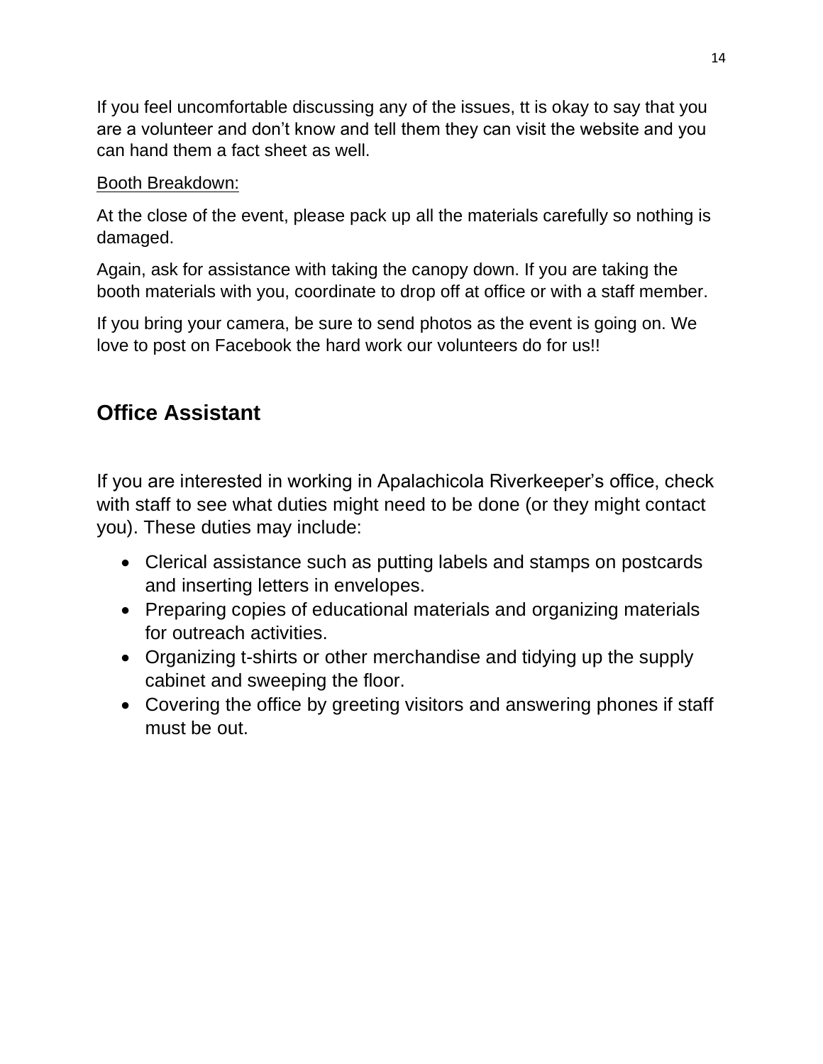If you feel uncomfortable discussing any of the issues, tt is okay to say that you are a volunteer and don't know and tell them they can visit the website and you can hand them a fact sheet as well.

<u>Booth Breakdown:</u>

At the close of the event, please pack up all the materials carefully so nothing is damaged.

Again, ask for assistance with taking the canopy down. If you are taking the booth materials with you, coordinate to drop off at office or with a staff member.

If you bring your camera, be sure to send photos as the event is going on. We love to post on Facebook the hard work our volunteers do for us!!

## Office Assistant

If you are interested in working in Apalachicola Riverkeeper's office, check with staff to see what duties might need to be done (or they might contact you). These duties may include:

- Clerical assistance such as putting labels and stamps on postcards and inserting letters in envelopes.
- Preparing copies of educational materials and organizing materials for outreach activities.
- Organizing t-shirts or other merchandise and tidying up the supply cabinet and sweeping the floor.
- Covering the office by greeting visitors and answering phones if staff must be out.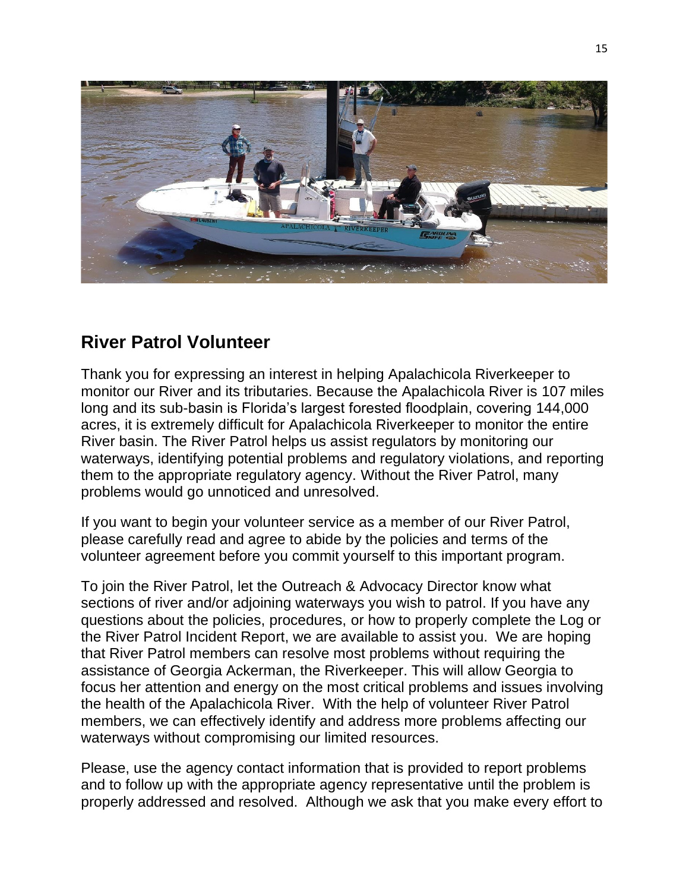## River Patrol Volunteer

Thank you for expressing an interest in helping Apalachicola Riverkeeper to monitor our River and its tributaries. Because the Apalachicola River is 107 miles long and its sub-basin is Florida's largest forested floodplain, covering 144,000 acres, it is extremely difficult for Apalachicola Riverkeeper to monitor the entire River basin. The River Patrol helps us assist regulators by monitoring our waterways, identifying potential problems and regulatory violations, and reporting them to the appropriate regulatory agency. Without the River Patrol, many problems would go unnoticed and unresolved.

If you want to begin your volunteer service as a member of our River Patrol, please carefully read and agree to abide by the policies and terms of the volunteer agreement before you commit yourself to this important program.

To join the River Patrol, let the Outreach & Advocacy Director know what sections of river and/or adjoining waterways you wish to patrol. If you have any questions about the policies, procedures, or how to properly complete the Log or the River Patrol Incident Report, we are available to assist you. We are hoping that River Patrol members can resolve most problems without requiring the assistance of Georgia Ackerman, the Riverkeeper. This will allow Georgia to focus her attention and energy on the most critical problems and issues involving the health of the Apalachicola River. With the help of volunteer River Patrol members, we can effectively identify and address more problems affecting our waterways without compromising our limited resources.

Please, use the agency contact information that is provided to report problems and to follow up with the appropriate agency representative until the problem is properly addressed and resolved. Although we ask that you make every effort to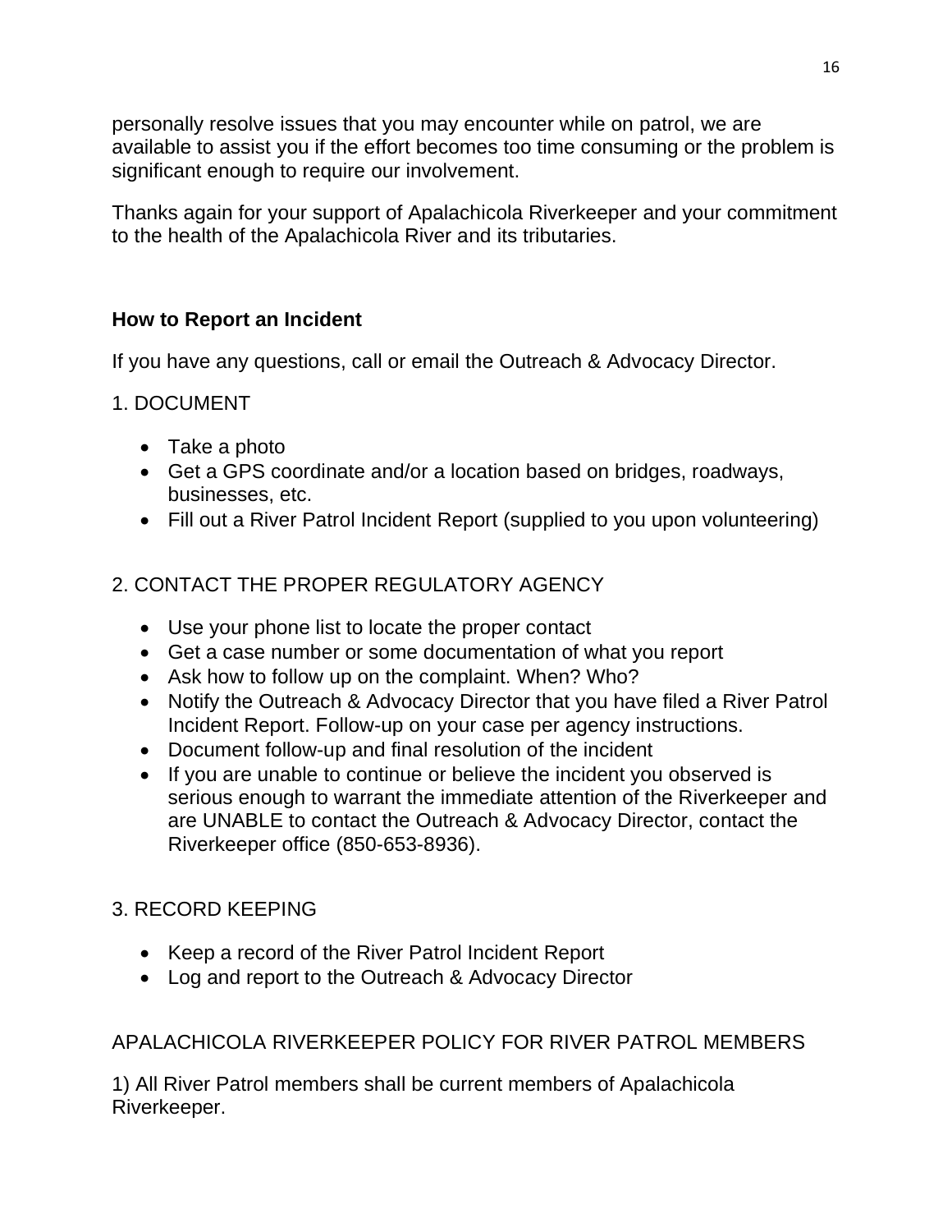personally resolve issues that you may encounter while on patrol, we are available to assist you if the effort becomes too time consuming or the problem is significant enough to require our involvement.

Thanks again for your support of Apalachicola Riverkeeper and your commitment to the health of the Apalachicola River and its tributaries.

## How to Report an Incident

If you have any questions, call or email the Outreach & Advocacy Director.

1. DOCUMENT

- Take a photo
- Get a GPS coordinate and/or a location based on bridges, roadways, businesses, etc.
- Fill out a River Patrol Incident Report (supplied to you upon volunteering)

2. CONTACT THE PROPER REGULATORY AGENCY

- Use your phone list to locate the proper contact
- Get a case number or some documentation of what you report
- Ask how to follow up on the complaint. When? Who?
- Notify the Outreach & Advocacy Director that you have filed a River Patrol Incident Report. Follow-up on your case per agency instructions.
- Document follow-up and final resolution of the incident
- If you are unable to continue or believe the incident you observed is serious enough to warrant the immediate attention of the Riverkeeper and are UNABLE to contact the Outreach & Advocacy Director, contact the Riverkeeper office (850-653-8936).

3. RECORD KEEPING

- Keep a record of the River Patrol Incident Report
- Log and report to the Outreach & Advocacy Director

APALACHICOLA RIVERKEEPER POLICY FOR RIVER PATROL MEMBERS

1) All River Patrol members shall be current members of Apalachicola Riverkeeper.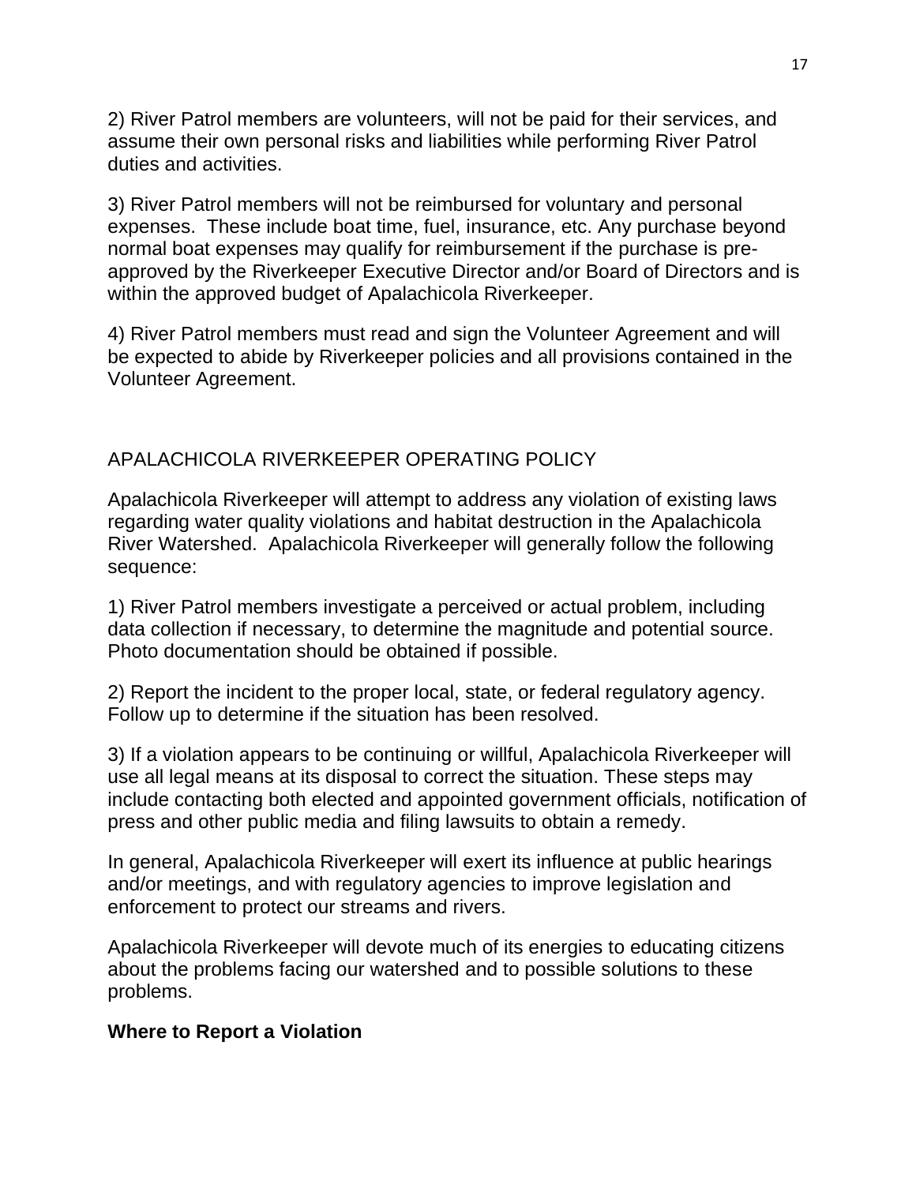2) River Patrol members are volunteers, will not be paid for their services, and assume their own personal risks and liabilities while performing River Patrol duties and activities.

3) River Patrol members will not be reimbursed for voluntary and personal expenses. These include boat time, fuel, insurance, etc. Any purchase beyond normal boat expenses may qualify for reimbursement if the purchase is pre-approved by the Riverkeeper Executive Director and/or Board of Directors and is within the approved budget of Apalachicola Riverkeeper.

4) River Patrol members must read and sign the Volunteer Agreement and will be expected to abide by Riverkeeper policies and all provisions contained in the Volunteer Agreement.

## APALACHICOLA RIVERKEEPER OPERATING POLICY

Apalachicola Riverkeeper will attempt to address any violation of existing laws regarding water quality violations and habitat destruction in the Apalachicola River Watershed. Apalachicola Riverkeeper will generally follow the following sequence:

1) River Patrol members investigate a perceived or actual problem, including data collection if necessary, to determine the magnitude and potential source. Photo documentation should be obtained if possible.

2) Report the incident to the proper local, state, or federal regulatory agency. Follow up to determine if the situation has been resolved.

3) If a violation appears to be continuing or willful, Apalachicola Riverkeeper will use all legal means at its disposal to correct the situation. These steps may include contacting both elected and appointed government officials, notification of press and other public media and filing lawsuits to obtain a remedy.

In general, Apalachicola Riverkeeper will exert its influence at public hearings and/or meetings, and with regulatory agencies to improve legislation and enforcement to protect our streams and rivers.

Apalachicola Riverkeeper will devote much of its energies to educating citizens about the problems facing our watershed and to possible solutions to these problems.

**Where to Report a Violation**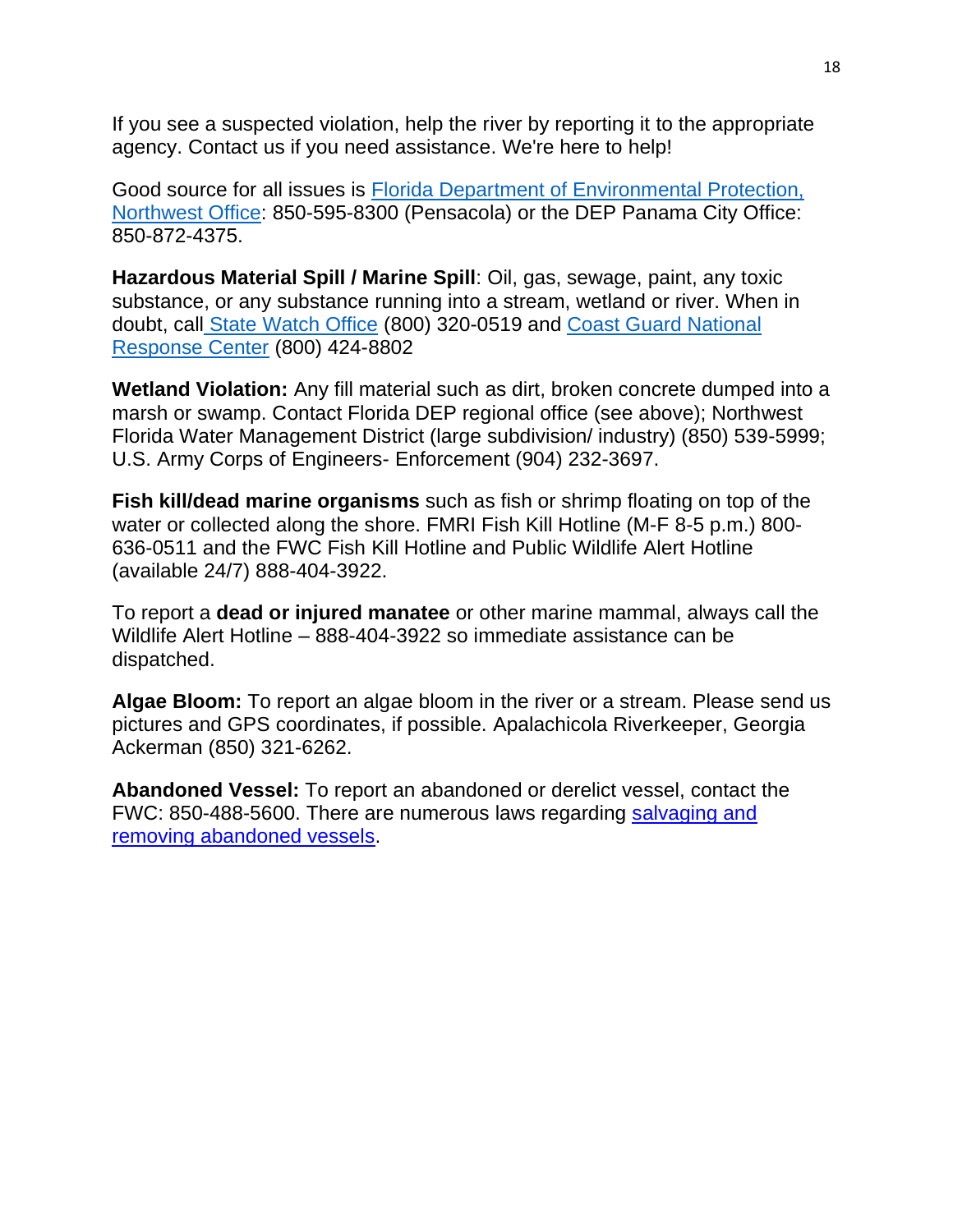If you see a suspected violation, help the river by reporting it to the appropriate agency. Contact us if you need assistance. We're here to help!

Good source for all issues is Florida Department of Environmental Protection, Northwest Office: 850-595-8300 (Pensacola) or the DEP Panama City Office: 850-872-4375.

**Hazardous Material Spill / Marine Spill**: Oil, gas, sewage, paint, any toxic substance, or any substance running into a stream, wetland or river. When in doubt, call State Watch Office (800) 320-0519 and Coast Guard National Response Center (800) 424-8802

**Wetland Violation:** Any fill material such as dirt, broken concrete dumped into a marsh or swamp. Contact Florida DEP regional office (see above); Northwest Florida Water Management District (large subdivision/ industry) (850) 539-5999; U.S. Army Corps of Engineers- Enforcement (904) 232-3697.

**Fish kill/dead marine organisms** such as fish or shrimp floating on top of the water or collected along the shore. FMRI Fish Kill Hotline (M-F 8-5 p.m.) 800-636-0511 and the FWC Fish Kill Hotline and Public Wildlife Alert Hotline (available 24/7) 888-404-3922.

To report a **dead or injured manatee** or other marine mammal, always call the Wildlife Alert Hotline – 888-404-3922 so immediate assistance can be dispatched.

**Algae Bloom:** To report an algae bloom in the river or a stream. Please send us pictures and GPS coordinates, if possible. Apalachicola Riverkeeper, Georgia Ackerman (850) 321-6262.

**Abandoned Vessel:** To report an abandoned or derelict vessel, contact the FWC: 850-488-5600. There are numerous laws regarding salvaging and removing abandoned vessels.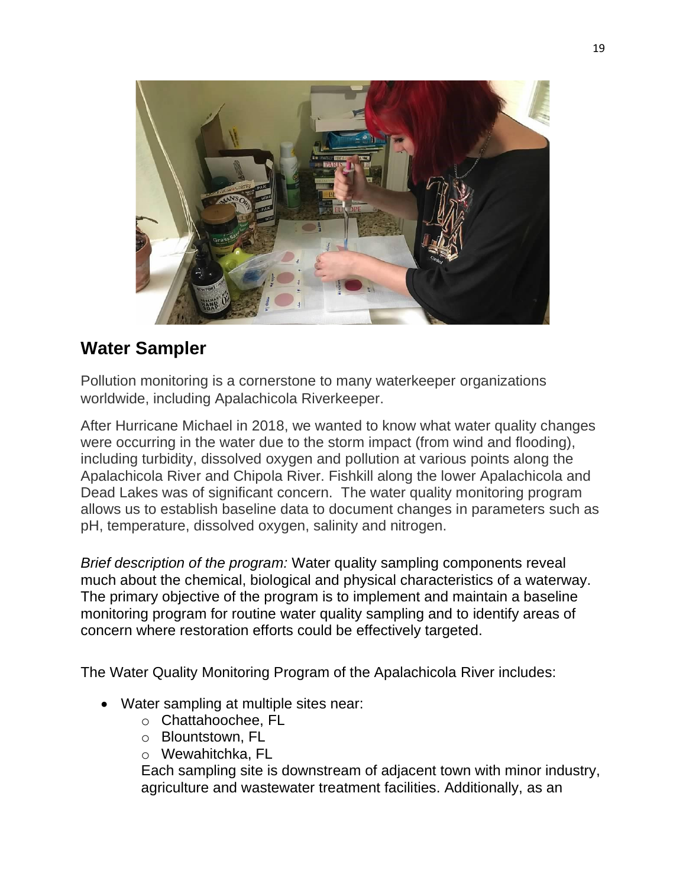## Water Sampler

Pollution monitoring is a cornerstone to many waterkeeper organizations worldwide, including Apalachicola Riverkeeper.

After Hurricane Michael in 2018, we wanted to know what water quality changes were occurring in the water due to the storm impact (from wind and flooding), including turbidity, dissolved oxygen and pollution at various points along the Apalachicola River and Chipola River. Fishkill along the lower Apalachicola and Dead Lakes was of significant concern. The water quality monitoring program allows us to establish baseline data to document changes in parameters such as pH, temperature, dissolved oxygen, salinity and nitrogen.

*Brief description of the program:* Water quality sampling components reveal much about the chemical, biological and physical characteristics of a waterway. The primary objective of the program is to implement and maintain a baseline monitoring program for routine water quality sampling and to identify areas of concern where restoration efforts could be effectively targeted.

The Water Quality Monitoring Program of the Apalachicola River includes:

- Water sampling at multiple sites near:
    - Chattahoochee, FL
    - Blountstown, FL
    - Wewahitchka, FL

  Each sampling site is downstream of adjacent town with minor industry, agriculture and wastewater treatment facilities. Additionally, as an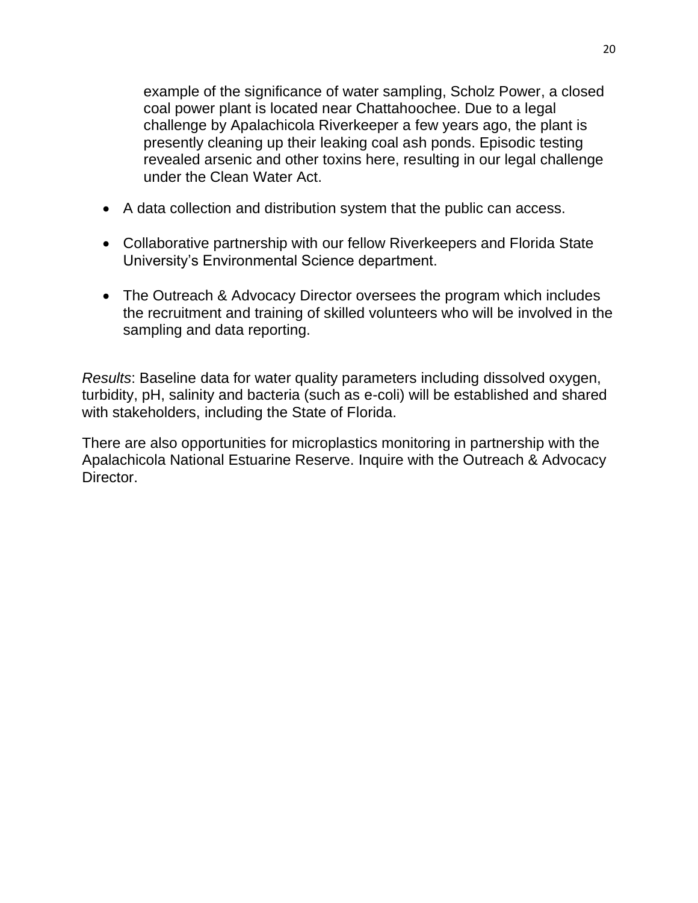example of the significance of water sampling, Scholz Power, a closed coal power plant is located near Chattahoochee. Due to a legal challenge by Apalachicola Riverkeeper a few years ago, the plant is presently cleaning up their leaking coal ash ponds. Episodic testing revealed arsenic and other toxins here, resulting in our legal challenge under the Clean Water Act.

- A data collection and distribution system that the public can access.

- Collaborative partnership with our fellow Riverkeepers and Florida State University's Environmental Science department.

- The Outreach & Advocacy Director oversees the program which includes the recruitment and training of skilled volunteers who will be involved in the sampling and data reporting.

*Results*: Baseline data for water quality parameters including dissolved oxygen, turbidity, pH, salinity and bacteria (such as e-coli) will be established and shared with stakeholders, including the State of Florida.

There are also opportunities for microplastics monitoring in partnership with the Apalachicola National Estuarine Reserve. Inquire with the Outreach & Advocacy Director.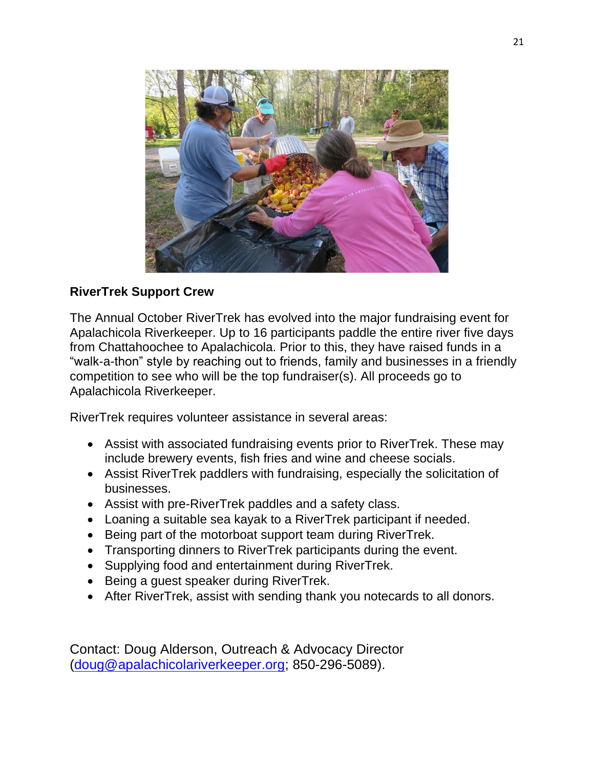## RiverTrek Support Crew

The Annual October RiverTrek has evolved into the major fundraising event for Apalachicola Riverkeeper. Up to 16 participants paddle the entire river five days from Chattahoochee to Apalachicola. Prior to this, they have raised funds in a "walk-a-thon" style by reaching out to friends, family and businesses in a friendly competition to see who will be the top fundraiser(s). All proceeds go to Apalachicola Riverkeeper.

RiverTrek requires volunteer assistance in several areas:

- Assist with associated fundraising events prior to RiverTrek. These may include brewery events, fish fries and wine and cheese socials.
- Assist RiverTrek paddlers with fundraising, especially the solicitation of businesses.
- Assist with pre-RiverTrek paddles and a safety class.
- Loaning a suitable sea kayak to a RiverTrek participant if needed.
- Being part of the motorboat support team during RiverTrek.
- Transporting dinners to RiverTrek participants during the event.
- Supplying food and entertainment during RiverTrek.
- Being a guest speaker during RiverTrek.
- After RiverTrek, assist with sending thank you notecards to all donors.

Contact: Doug Alderson, Outreach & Advocacy Director (doug@apalachicolariverkeeper.org; 850-296-5089).